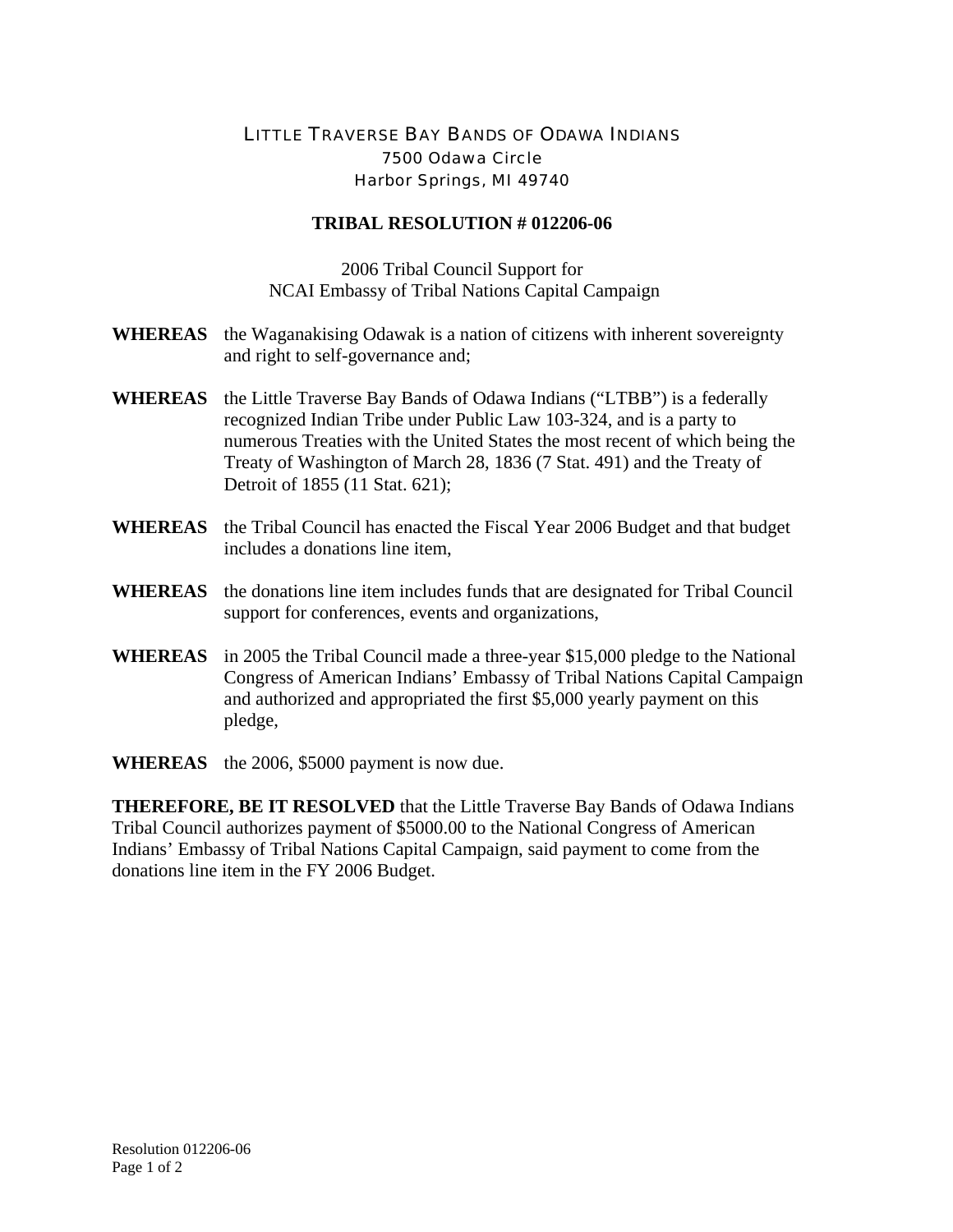# LITTLE TRAVERSE BAY BANDS OF ODAWA INDIANS

7500 Odawa Circle
Harbor Springs, MI 49740

## TRIBAL RESOLUTION # 012206-06

2006 Tribal Council Support for
NCAI Embassy of Tribal Nations Capital Campaign

**WHEREAS** the Waganakising Odawak is a nation of citizens with inherent sovereignty and right to self-governance and;

**WHEREAS** the Little Traverse Bay Bands of Odawa Indians ("LTBB") is a federally recognized Indian Tribe under Public Law 103-324, and is a party to numerous Treaties with the United States the most recent of which being the Treaty of Washington of March 28, 1836 (7 Stat. 491) and the Treaty of Detroit of 1855 (11 Stat. 621);

**WHEREAS** the Tribal Council has enacted the Fiscal Year 2006 Budget and that budget includes a donations line item,

**WHEREAS** the donations line item includes funds that are designated for Tribal Council support for conferences, events and organizations,

**WHEREAS** in 2005 the Tribal Council made a three-year $15,000 pledge to the National Congress of American Indians' Embassy of Tribal Nations Capital Campaign and authorized and appropriated the first $5,000 yearly payment on this pledge,

**WHEREAS** the 2006, $5000 payment is now due.

**THEREFORE, BE IT RESOLVED** that the Little Traverse Bay Bands of Odawa Indians Tribal Council authorizes payment of $5000.00 to the National Congress of American Indians' Embassy of Tribal Nations Capital Campaign, said payment to come from the donations line item in the FY 2006 Budget.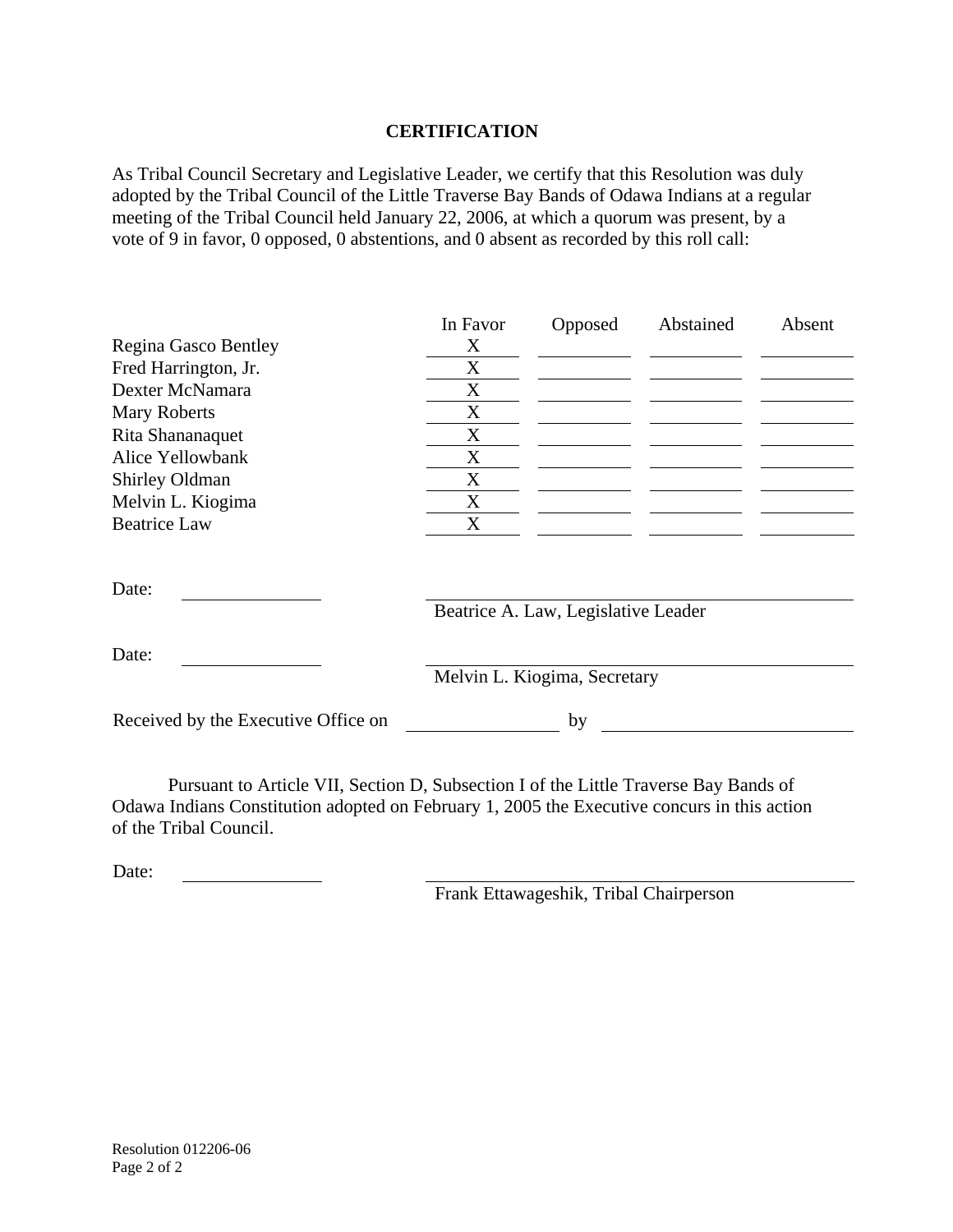## CERTIFICATION

As Tribal Council Secretary and Legislative Leader, we certify that this Resolution was duly adopted by the Tribal Council of the Little Traverse Bay Bands of Odawa Indians at a regular meeting of the Tribal Council held January 22, 2006, at which a quorum was present, by a vote of 9 in favor, 0 opposed, 0 abstentions, and 0 absent as recorded by this roll call:

| | In Favor | Opposed | Abstained | Absent |
|---|---|---|---|---|
| Regina Gasco Bentley | X | | | |
| Fred Harrington, Jr. | X | | | |
| Dexter McNamara | X | | | |
| Mary Roberts | X | | | |
| Rita Shananaquet | X | | | |
| Alice Yellowbank | X | | | |
| Shirley Oldman | X | | | |
| Melvin L. Kiogima | X | | | |
| Beatrice Law | X | | | |

Date: ______________ ________________________________
Beatrice A. Law, Legislative Leader

Date: ______________ ________________________________
Melvin L. Kiogima, Secretary

Received by the Executive Office on ______________ by ______________________

Pursuant to Article VII, Section D, Subsection I of the Little Traverse Bay Bands of Odawa Indians Constitution adopted on February 1, 2005 the Executive concurs in this action of the Tribal Council.

Date: ______________ ________________________________
Frank Ettawageshik, Tribal Chairperson

Resolution 012206-06